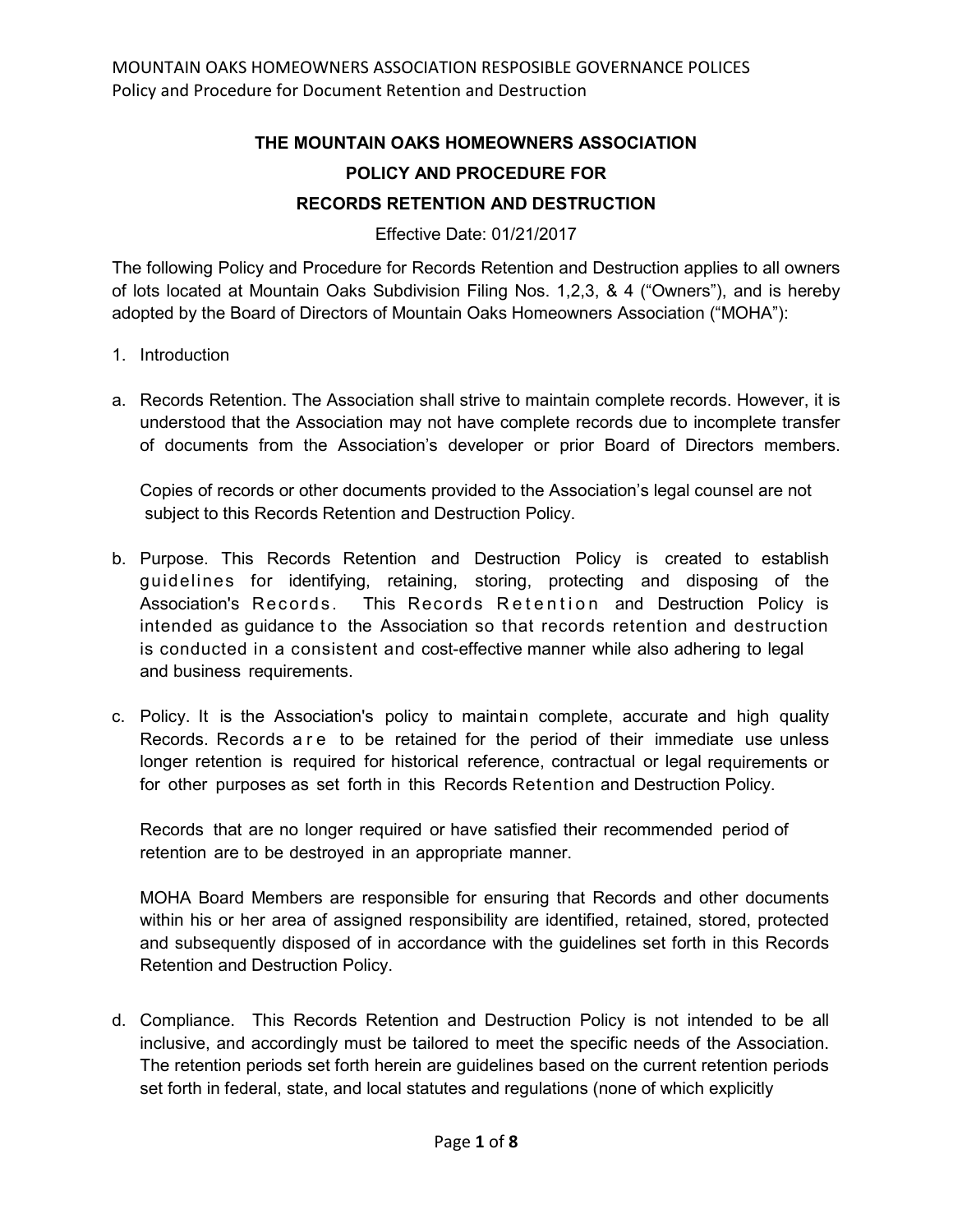# THE MOUNTAIN OAKS HOMEOWNERS ASSOCIATION
# POLICY AND PROCEDURE FOR
# RECORDS RETENTION AND DESTRUCTION

Effective Date: 01/21/2017

The following Policy and Procedure for Records Retention and Destruction applies to all owners of lots located at Mountain Oaks Subdivision Filing Nos. 1,2,3, & 4 ("Owners"), and is hereby adopted by the Board of Directors of Mountain Oaks Homeowners Association ("MOHA"):

1. Introduction

a. Records Retention. The Association shall strive to maintain complete records. However, it is understood that the Association may not have complete records due to incomplete transfer of documents from the Association's developer or prior Board of Directors members.

   Copies of records or other documents provided to the Association's legal counsel are not subject to this Records Retention and Destruction Policy.

b. Purpose. This Records Retention and Destruction Policy is created to establish guidelines for identifying, retaining, storing, protecting and disposing of the Association's Records. This Records Retention and Destruction Policy is intended as guidance to the Association so that records retention and destruction is conducted in a consistent and cost-effective manner while also adhering to legal and business requirements.

c. Policy. It is the Association's policy to maintain complete, accurate and high quality Records. Records are to be retained for the period of their immediate use unless longer retention is required for historical reference, contractual or legal requirements or for other purposes as set forth in this Records Retention and Destruction Policy.

   Records that are no longer required or have satisfied their recommended period of retention are to be destroyed in an appropriate manner.

   MOHA Board Members are responsible for ensuring that Records and other documents within his or her area of assigned responsibility are identified, retained, stored, protected and subsequently disposed of in accordance with the guidelines set forth in this Records Retention and Destruction Policy.

d. Compliance. This Records Retention and Destruction Policy is not intended to be all inclusive, and accordingly must be tailored to meet the specific needs of the Association. The retention periods set forth herein are guidelines based on the current retention periods set forth in federal, state, and local statutes and regulations (none of which explicitly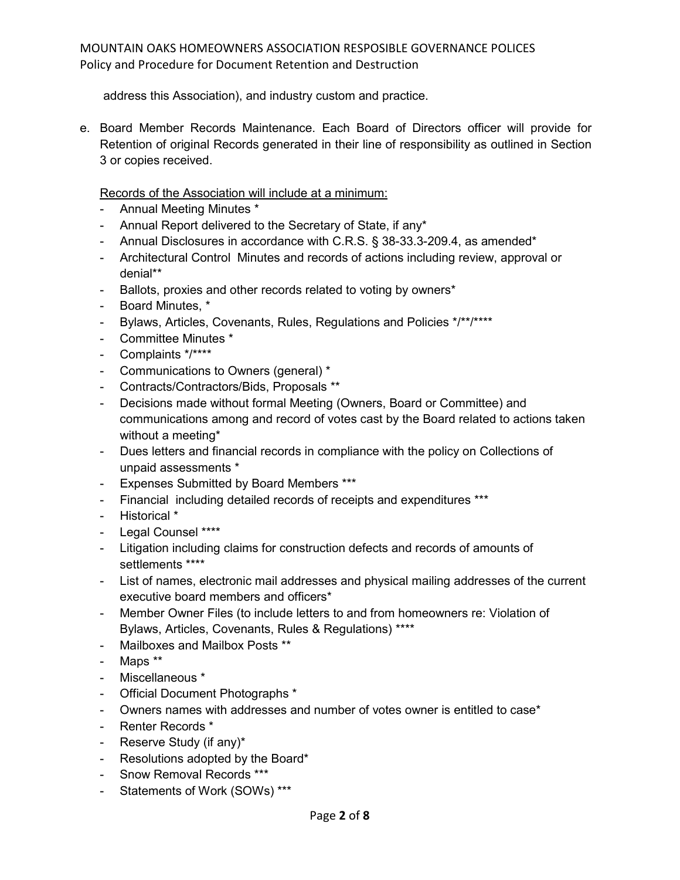address this Association), and industry custom and practice.

e. Board Member Records Maintenance. Each Board of Directors officer will provide for Retention of original Records generated in their line of responsibility as outlined in Section 3 or copies received.

Records of the Association will include at a minimum:

- Annual Meeting Minutes *
- Annual Report delivered to the Secretary of State, if any*
- Annual Disclosures in accordance with C.R.S. § 38-33.3-209.4, as amended*
- Architectural Control Minutes and records of actions including review, approval or denial**
- Ballots, proxies and other records related to voting by owners*
- Board Minutes, *
- Bylaws, Articles, Covenants, Rules, Regulations and Policies */**/****
- Committee Minutes *
- Complaints */****
- Communications to Owners (general) *
- Contracts/Contractors/Bids, Proposals **
- Decisions made without formal Meeting (Owners, Board or Committee) and communications among and record of votes cast by the Board related to actions taken without a meeting*
- Dues letters and financial records in compliance with the policy on Collections of unpaid assessments *
- Expenses Submitted by Board Members ***
- Financial including detailed records of receipts and expenditures ***
- Historical *
- Legal Counsel ****
- Litigation including claims for construction defects and records of amounts of settlements ****
- List of names, electronic mail addresses and physical mailing addresses of the current executive board members and officers*
- Member Owner Files (to include letters to and from homeowners re: Violation of Bylaws, Articles, Covenants, Rules & Regulations) ****
- Mailboxes and Mailbox Posts **
- Maps **
- Miscellaneous *
- Official Document Photographs *
- Owners names with addresses and number of votes owner is entitled to case*
- Renter Records *
- Reserve Study (if any)*
- Resolutions adopted by the Board*
- Snow Removal Records ***
- Statements of Work (SOWs) ***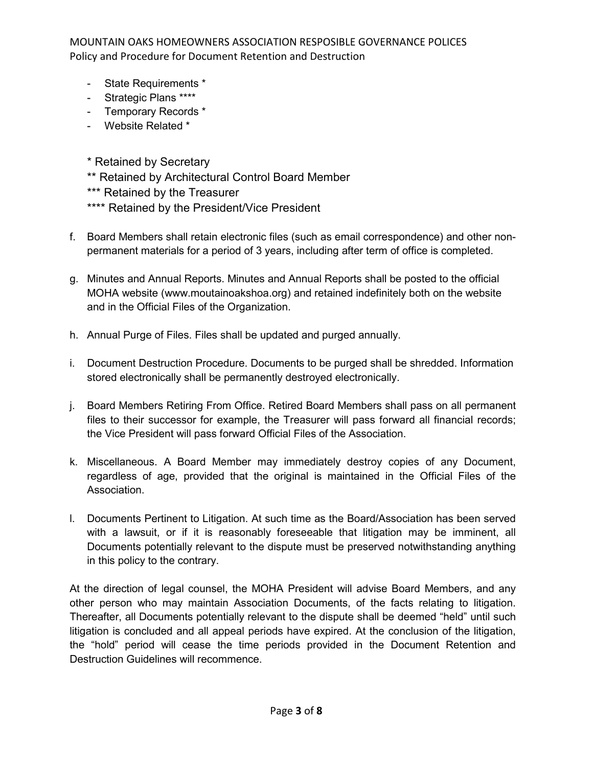- State Requirements *
- Strategic Plans ****
- Temporary Records *
- Website Related *

\* Retained by Secretary

\*\* Retained by Architectural Control Board Member

\*\*\* Retained by the Treasurer

\*\*\*\* Retained by the President/Vice President

f. Board Members shall retain electronic files (such as email correspondence) and other non-permanent materials for a period of 3 years, including after term of office is completed.

g. Minutes and Annual Reports. Minutes and Annual Reports shall be posted to the official MOHA website (www.moutainoakshoa.org) and retained indefinitely both on the website and in the Official Files of the Organization.

h. Annual Purge of Files. Files shall be updated and purged annually.

i. Document Destruction Procedure. Documents to be purged shall be shredded. Information stored electronically shall be permanently destroyed electronically.

j. Board Members Retiring From Office. Retired Board Members shall pass on all permanent files to their successor for example, the Treasurer will pass forward all financial records; the Vice President will pass forward Official Files of the Association.

k. Miscellaneous. A Board Member may immediately destroy copies of any Document, regardless of age, provided that the original is maintained in the Official Files of the Association.

l. Documents Pertinent to Litigation. At such time as the Board/Association has been served with a lawsuit, or if it is reasonably foreseeable that litigation may be imminent, all Documents potentially relevant to the dispute must be preserved notwithstanding anything in this policy to the contrary.

At the direction of legal counsel, the MOHA President will advise Board Members, and any other person who may maintain Association Documents, of the facts relating to litigation. Thereafter, all Documents potentially relevant to the dispute shall be deemed "held" until such litigation is concluded and all appeal periods have expired. At the conclusion of the litigation, the "hold" period will cease the time periods provided in the Document Retention and Destruction Guidelines will recommence.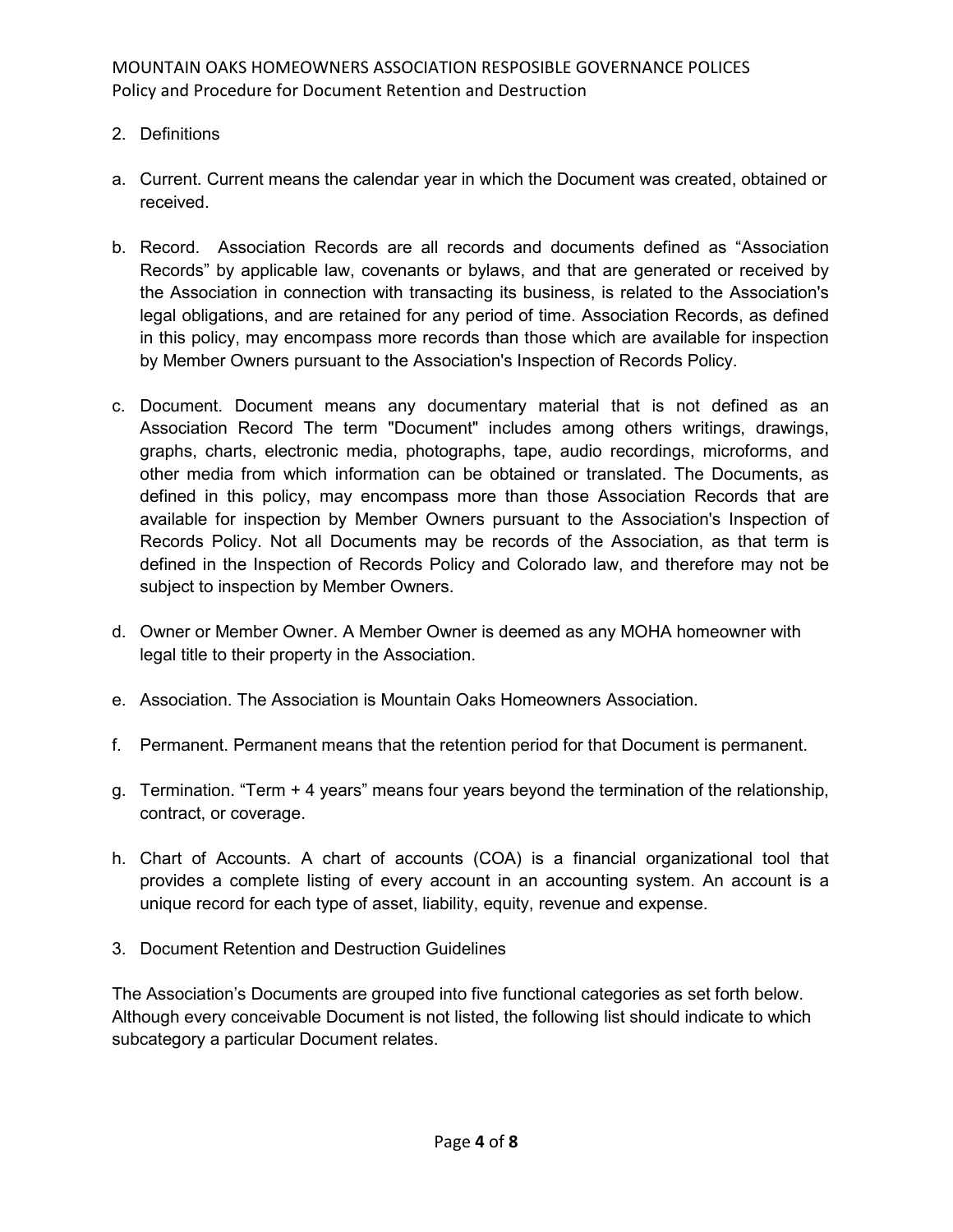2. Definitions

a. Current. Current means the calendar year in which the Document was created, obtained or received.

b. Record. Association Records are all records and documents defined as "Association Records" by applicable law, covenants or bylaws, and that are generated or received by the Association in connection with transacting its business, is related to the Association's legal obligations, and are retained for any period of time. Association Records, as defined in this policy, may encompass more records than those which are available for inspection by Member Owners pursuant to the Association's Inspection of Records Policy.

c. Document. Document means any documentary material that is not defined as an Association Record The term "Document" includes among others writings, drawings, graphs, charts, electronic media, photographs, tape, audio recordings, microforms, and other media from which information can be obtained or translated. The Documents, as defined in this policy, may encompass more than those Association Records that are available for inspection by Member Owners pursuant to the Association's Inspection of Records Policy. Not all Documents may be records of the Association, as that term is defined in the Inspection of Records Policy and Colorado law, and therefore may not be subject to inspection by Member Owners.

d. Owner or Member Owner. A Member Owner is deemed as any MOHA homeowner with legal title to their property in the Association.

e. Association. The Association is Mountain Oaks Homeowners Association.

f. Permanent. Permanent means that the retention period for that Document is permanent.

g. Termination. "Term + 4 years" means four years beyond the termination of the relationship, contract, or coverage.

h. Chart of Accounts. A chart of accounts (COA) is a financial organizational tool that provides a complete listing of every account in an accounting system. An account is a unique record for each type of asset, liability, equity, revenue and expense.

3. Document Retention and Destruction Guidelines

The Association's Documents are grouped into five functional categories as set forth below. Although every conceivable Document is not listed, the following list should indicate to which subcategory a particular Document relates.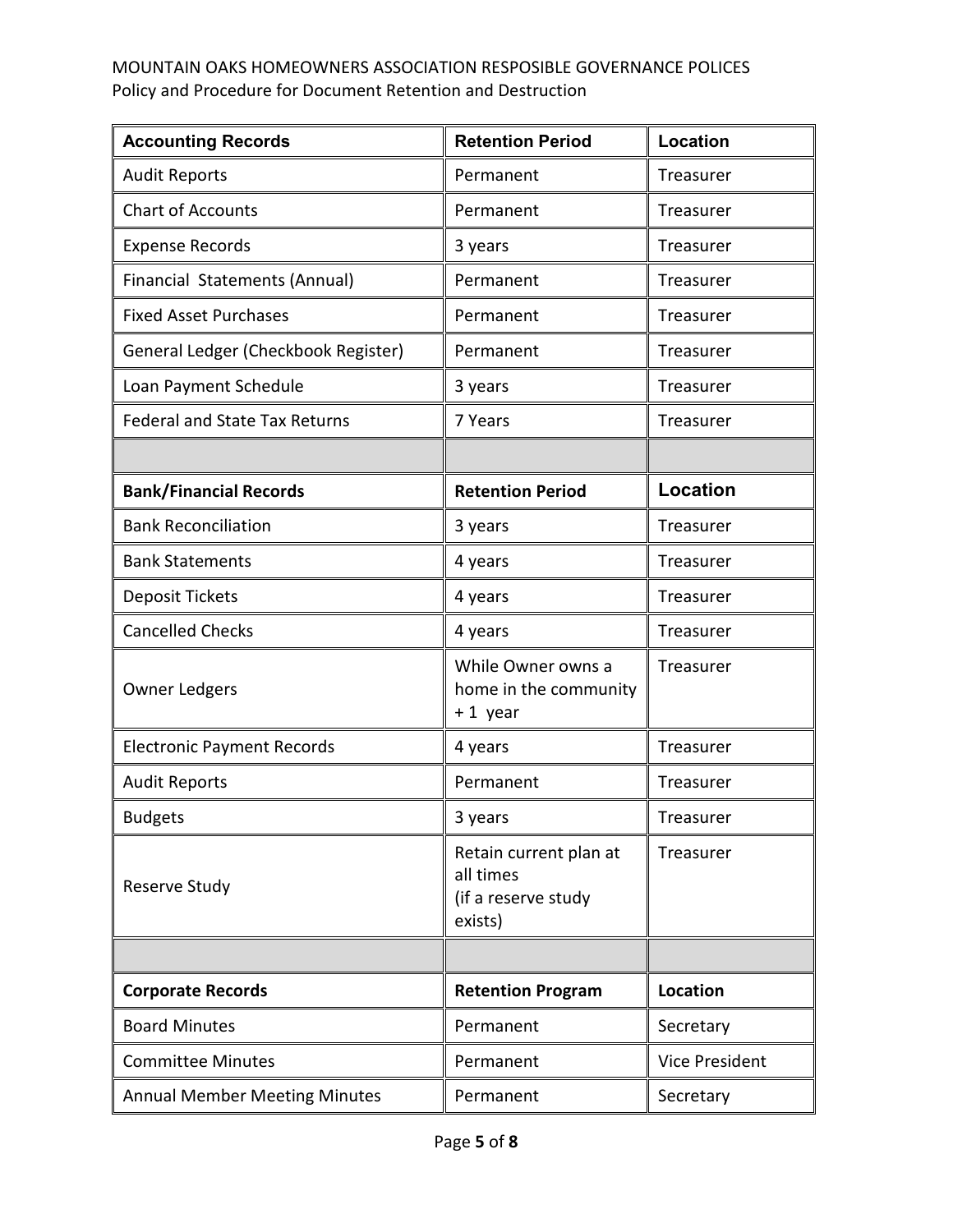MOUNTAIN OAKS HOMEOWNERS ASSOCIATION RESPOSIBLE GOVERNANCE POLICES
Policy and Procedure for Document Retention and Destruction

| **Accounting Records** | **Retention Period** | **Location** |
|---|---|---|
| Audit Reports | Permanent | Treasurer |
| Chart of Accounts | Permanent | Treasurer |
| Expense Records | 3 years | Treasurer |
| Financial Statements (Annual) | Permanent | Treasurer |
| Fixed Asset Purchases | Permanent | Treasurer |
| General Ledger (Checkbook Register) | Permanent | Treasurer |
| Loan Payment Schedule | 3 years | Treasurer |
| Federal and State Tax Returns | 7 Years | Treasurer |
| | | |
| **Bank/Financial Records** | **Retention Period** | **Location** |
| Bank Reconciliation | 3 years | Treasurer |
| Bank Statements | 4 years | Treasurer |
| Deposit Tickets | 4 years | Treasurer |
| Cancelled Checks | 4 years | Treasurer |
| Owner Ledgers | While Owner owns a home in the community + 1 year | Treasurer |
| Electronic Payment Records | 4 years | Treasurer |
| Audit Reports | Permanent | Treasurer |
| Budgets | 3 years | Treasurer |
| Reserve Study | Retain current plan at all times (if a reserve study exists) | Treasurer |
| | | |
| **Corporate Records** | **Retention Program** | **Location** |
| Board Minutes | Permanent | Secretary |
| Committee Minutes | Permanent | Vice President |
| Annual Member Meeting Minutes | Permanent | Secretary |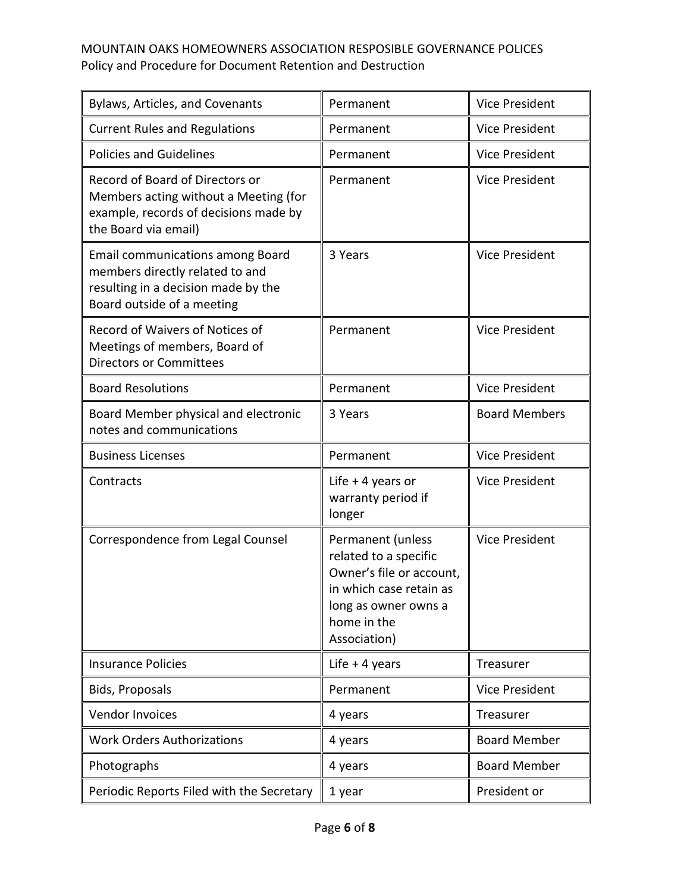| Bylaws, Articles, and Covenants | Permanent | Vice President |
|---|---|---|
| Current Rules and Regulations | Permanent | Vice President |
| Policies and Guidelines | Permanent | Vice President |
| Record of Board of Directors or Members acting without a Meeting (for example, records of decisions made by the Board via email) | Permanent | Vice President |
| Email communications among Board members directly related to and resulting in a decision made by the Board outside of a meeting | 3 Years | Vice President |
| Record of Waivers of Notices of Meetings of members, Board of Directors or Committees | Permanent | Vice President |
| Board Resolutions | Permanent | Vice President |
| Board Member physical and electronic notes and communications | 3 Years | Board Members |
| Business Licenses | Permanent | Vice President |
| Contracts | Life + 4 years or warranty period if longer | Vice President |
| Correspondence from Legal Counsel | Permanent (unless related to a specific Owner's file or account, in which case retain as long as owner owns a home in the Association) | Vice President |
| Insurance Policies | Life + 4 years | Treasurer |
| Bids, Proposals | Permanent | Vice President |
| Vendor Invoices | 4 years | Treasurer |
| Work Orders Authorizations | 4 years | Board Member |
| Photographs | 4 years | Board Member |
| Periodic Reports Filed with the Secretary | 1 year | President or |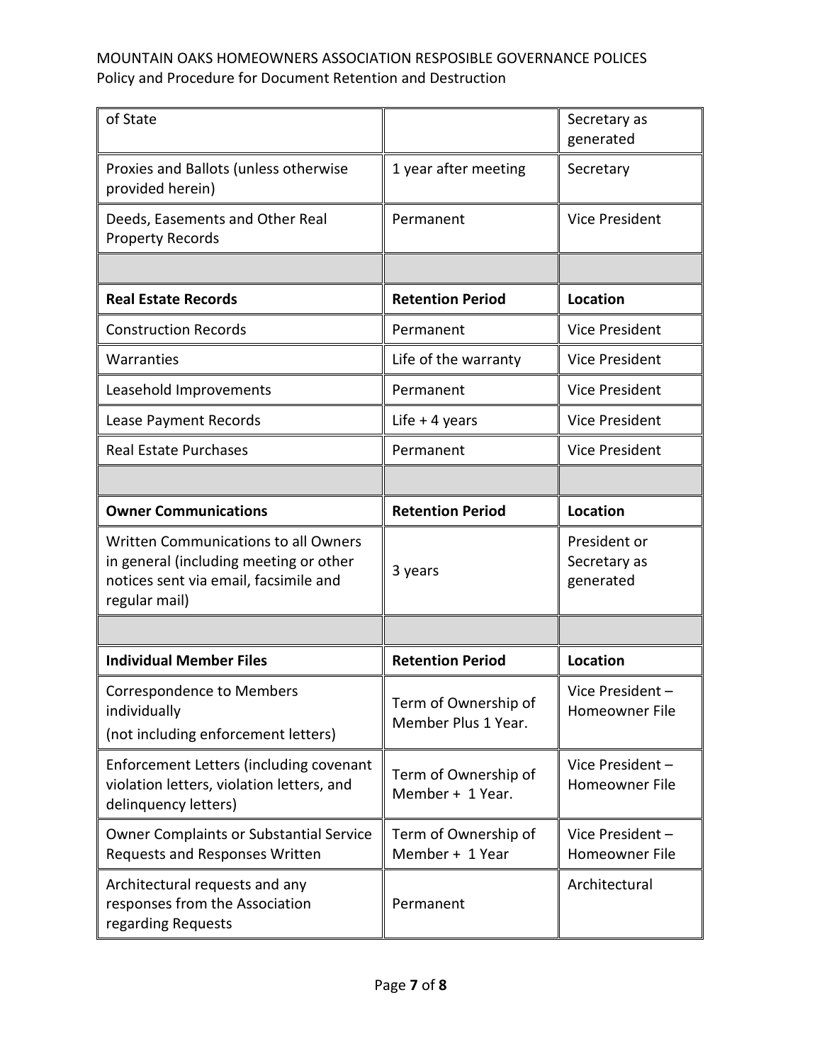| of State | | Secretary as generated |
|---|---|---|
| Proxies and Ballots (unless otherwise provided herein) | 1 year after meeting | Secretary |
| Deeds, Easements and Other Real Property Records | Permanent | Vice President |
| | | |
| **Real Estate Records** | **Retention Period** | **Location** |
| Construction Records | Permanent | Vice President |
| Warranties | Life of the warranty | Vice President |
| Leasehold Improvements | Permanent | Vice President |
| Lease Payment Records | Life + 4 years | Vice President |
| Real Estate Purchases | Permanent | Vice President |
| | | |
| **Owner Communications** | **Retention Period** | **Location** |
| Written Communications to all Owners in general (including meeting or other notices sent via email, facsimile and regular mail) | 3 years | President or Secretary as generated |
| | | |
| **Individual Member Files** | **Retention Period** | **Location** |
| Correspondence to Members individually (not including enforcement letters) | Term of Ownership of Member Plus 1 Year. | Vice President – Homeowner File |
| Enforcement Letters (including covenant violation letters, violation letters, and delinquency letters) | Term of Ownership of Member + 1 Year. | Vice President – Homeowner File |
| Owner Complaints or Substantial Service Requests and Responses Written | Term of Ownership of Member + 1 Year | Vice President – Homeowner File |
| Architectural requests and any responses from the Association regarding Requests | Permanent | Architectural |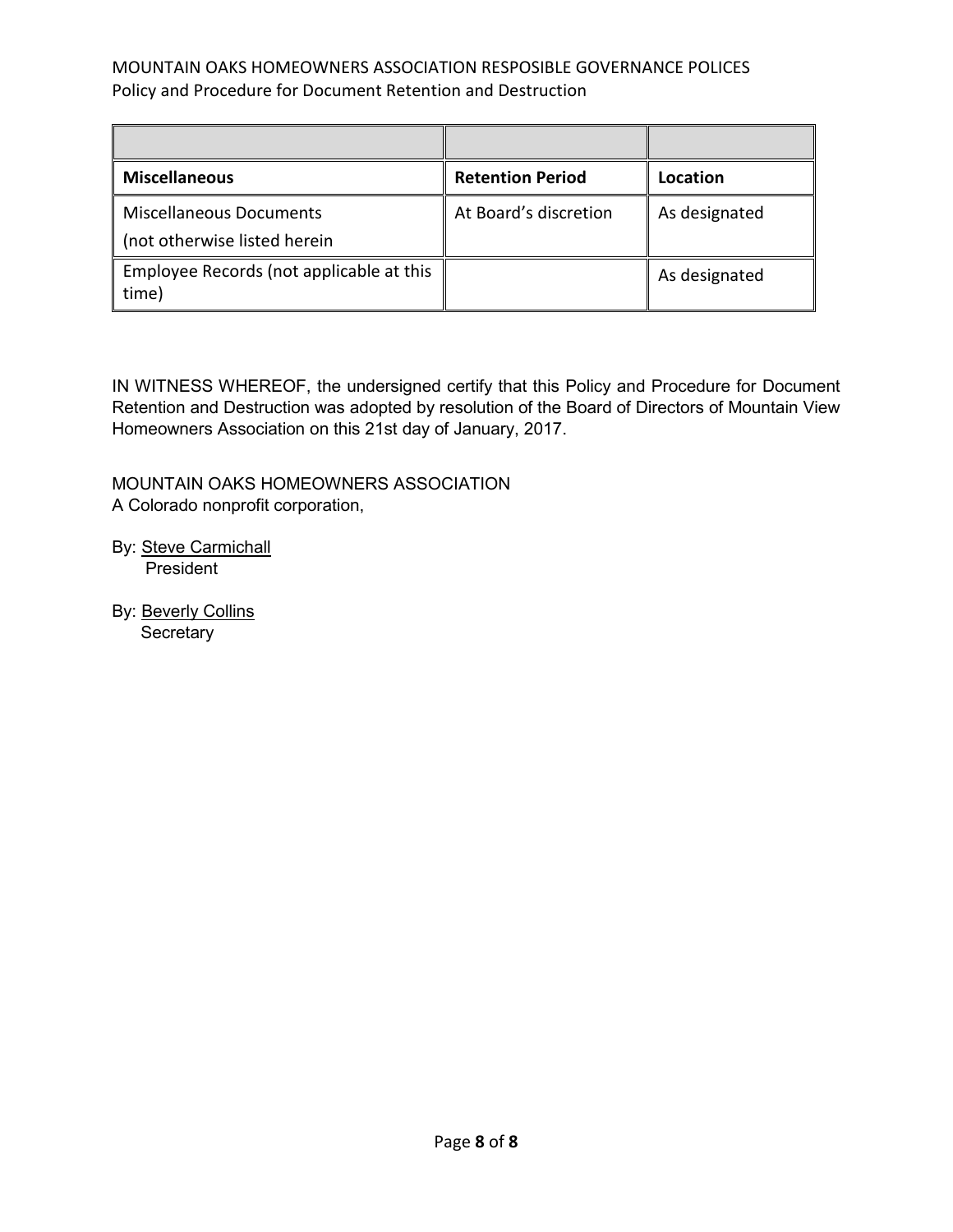| | | |
|---|---|---|
| **Miscellaneous** | **Retention Period** | **Location** |
| Miscellaneous Documents (not otherwise listed herein | At Board's discretion | As designated |
| Employee Records (not applicable at this time) | | As designated |

IN WITNESS WHEREOF, the undersigned certify that this Policy and Procedure for Document Retention and Destruction was adopted by resolution of the Board of Directors of Mountain View Homeowners Association on this 21st day of January, 2017.

MOUNTAIN OAKS HOMEOWNERS ASSOCIATION
A Colorado nonprofit corporation,

By: Steve Carmichall
President

By: Beverly Collins
Secretary